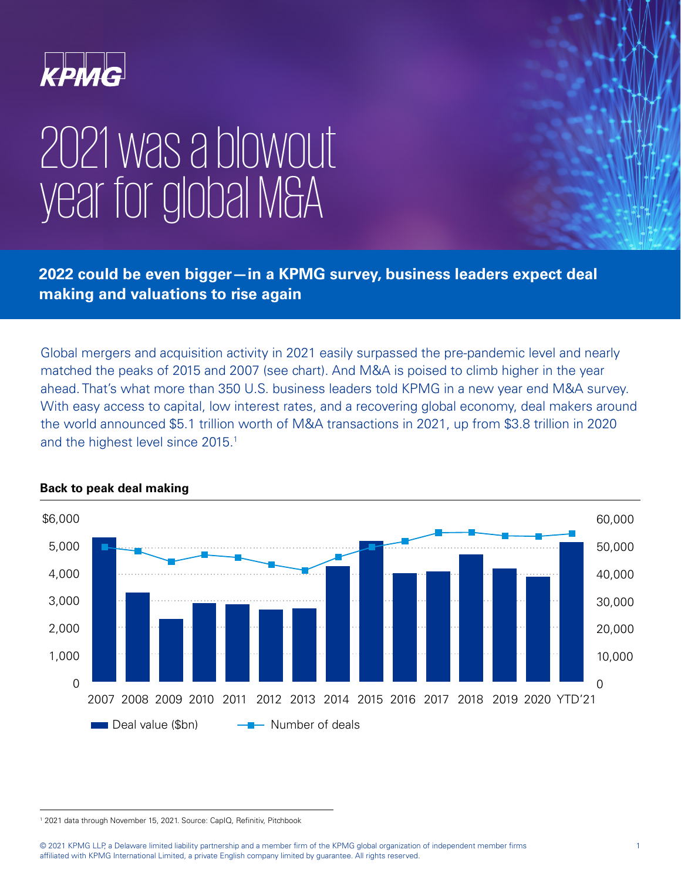# 2021 was a blowout year for global M&A

**2022 could be even bigger—in a KPMG survey, business leaders expect deal making and valuations to rise again**

Global mergers and acquisition activity in 2021 easily surpassed the pre-pandemic level and nearly matched the peaks of 2015 and 2007 (see chart). And M&A is poised to climb higher in the year ahead. That's what more than 350 U.S. business leaders told KPMG in a new year end M&A survey. With easy access to capital, low interest rates, and a recovering global economy, deal makers around the world announced $5.1 trillion worth of M&A transactions in 2021, up from $3.8 trillion in 2020 and the highest level since 2015.[1]

**Back to peak deal making**

Chart: Deal value ($bn) (bars, left axis $0–$6,000) and Number of deals (line, right axis 0–60,000), 2007–YTD'21.

[1] 2021 data through November 15, 2021. Source: CapIQ, Refinitiv, Pitchbook

© 2021 KPMG LLP, a Delaware limited liability partnership and a member firm of the KPMG global organization of independent member firms affiliated with KPMG International Limited, a private English company limited by guarantee. All rights reserved.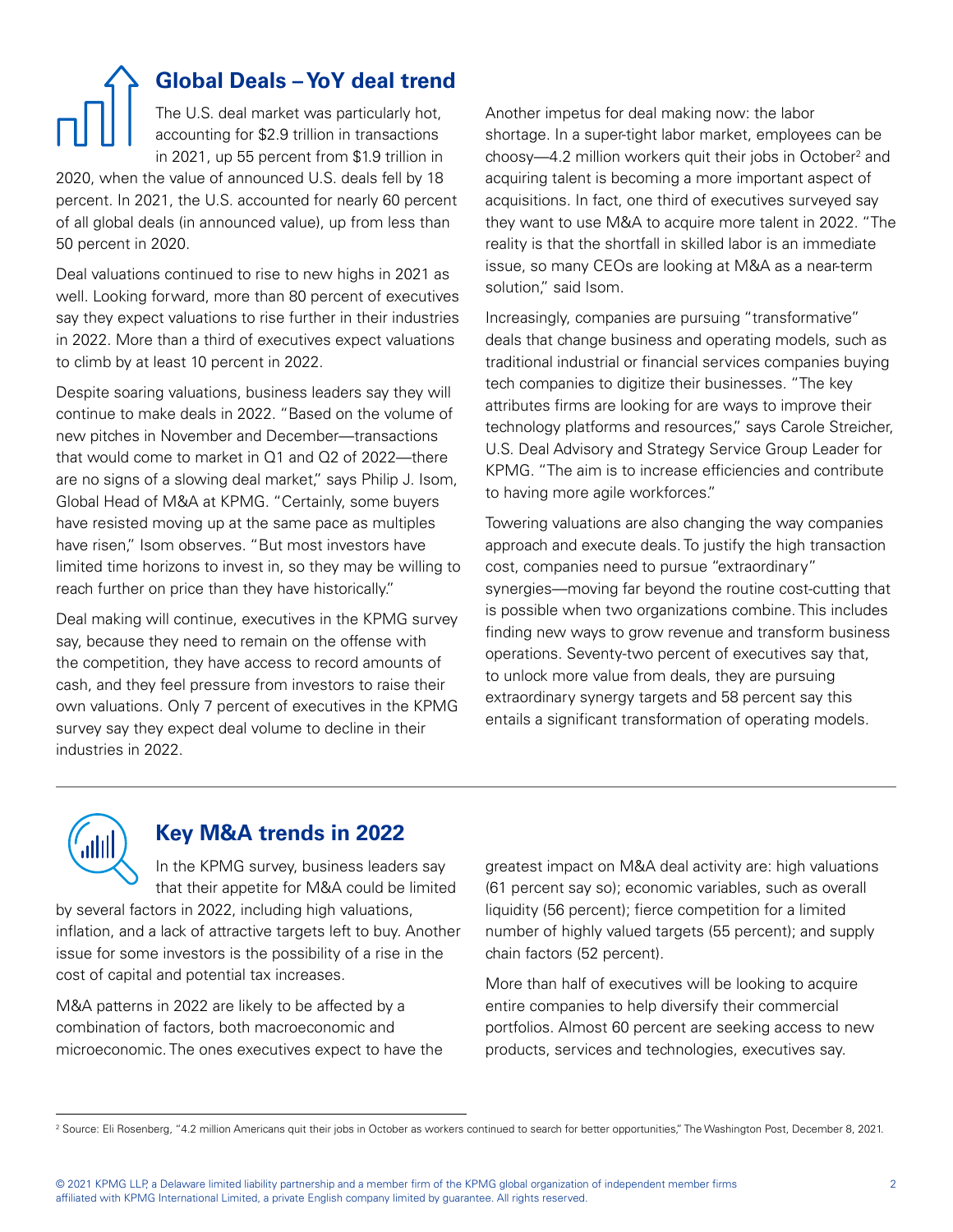## Global Deals – YoY deal trend

The U.S. deal market was particularly hot, accounting for $2.9 trillion in transactions in 2021, up 55 percent from $1.9 trillion in 2020, when the value of announced U.S. deals fell by 18 percent. In 2021, the U.S. accounted for nearly 60 percent of all global deals (in announced value), up from less than 50 percent in 2020.

Deal valuations continued to rise to new highs in 2021 as well. Looking forward, more than 80 percent of executives say they expect valuations to rise further in their industries in 2022. More than a third of executives expect valuations to climb by at least 10 percent in 2022.

Despite soaring valuations, business leaders say they will continue to make deals in 2022. "Based on the volume of new pitches in November and December—transactions that would come to market in Q1 and Q2 of 2022—there are no signs of a slowing deal market," says Philip J. Isom, Global Head of M&A at KPMG. "Certainly, some buyers have resisted moving up at the same pace as multiples have risen," Isom observes. "But most investors have limited time horizons to invest in, so they may be willing to reach further on price than they have historically."

Deal making will continue, executives in the KPMG survey say, because they need to remain on the offense with the competition, they have access to record amounts of cash, and they feel pressure from investors to raise their own valuations. Only 7 percent of executives in the KPMG survey say they expect deal volume to decline in their industries in 2022.

Another impetus for deal making now: the labor shortage. In a super-tight labor market, employees can be choosy—4.2 million workers quit their jobs in October[2] and acquiring talent is becoming a more important aspect of acquisitions. In fact, one third of executives surveyed say they want to use M&A to acquire more talent in 2022. "The reality is that the shortfall in skilled labor is an immediate issue, so many CEOs are looking at M&A as a near-term solution," said Isom.

Increasingly, companies are pursuing "transformative" deals that change business and operating models, such as traditional industrial or financial services companies buying tech companies to digitize their businesses. "The key attributes firms are looking for are ways to improve their technology platforms and resources," says Carole Streicher, U.S. Deal Advisory and Strategy Service Group Leader for KPMG. "The aim is to increase efficiencies and contribute to having more agile workforces."

Towering valuations are also changing the way companies approach and execute deals. To justify the high transaction cost, companies need to pursue "extraordinary" synergies—moving far beyond the routine cost-cutting that is possible when two organizations combine. This includes finding new ways to grow revenue and transform business operations. Seventy-two percent of executives say that, to unlock more value from deals, they are pursuing extraordinary synergy targets and 58 percent say this entails a significant transformation of operating models.

## Key M&A trends in 2022

In the KPMG survey, business leaders say that their appetite for M&A could be limited by several factors in 2022, including high valuations, inflation, and a lack of attractive targets left to buy. Another issue for some investors is the possibility of a rise in the cost of capital and potential tax increases.

M&A patterns in 2022 are likely to be affected by a combination of factors, both macroeconomic and microeconomic. The ones executives expect to have the greatest impact on M&A deal activity are: high valuations (61 percent say so); economic variables, such as overall liquidity (56 percent); fierce competition for a limited number of highly valued targets (55 percent); and supply chain factors (52 percent).

More than half of executives will be looking to acquire entire companies to help diversify their commercial portfolios. Almost 60 percent are seeking access to new products, services and technologies, executives say.

[2] Source: Eli Rosenberg, "4.2 million Americans quit their jobs in October as workers continued to search for better opportunities," The Washington Post, December 8, 2021.

© 2021 KPMG LLP, a Delaware limited liability partnership and a member firm of the KPMG global organization of independent member firms affiliated with KPMG International Limited, a private English company limited by guarantee. All rights reserved.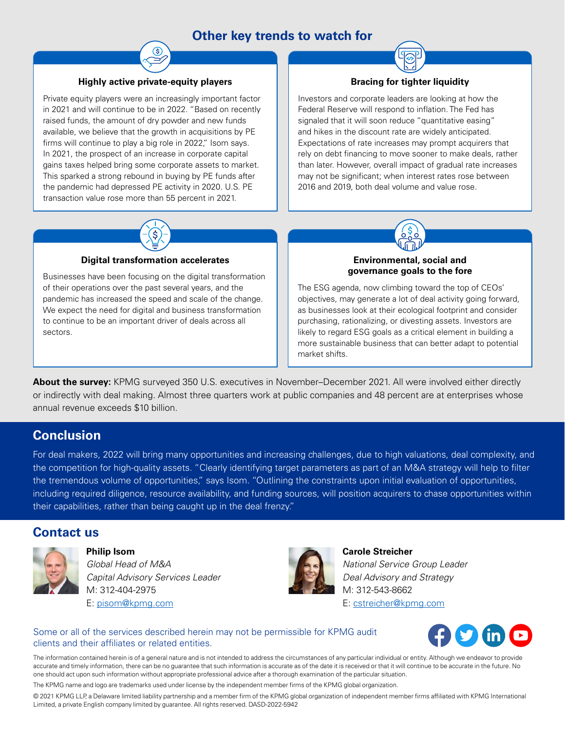## Other key trends to watch for

### Highly active private-equity players

Private equity players were an increasingly important factor in 2021 and will continue to be in 2022. "Based on recently raised funds, the amount of dry powder and new funds available, we believe that the growth in acquisitions by PE firms will continue to play a big role in 2022," Isom says. In 2021, the prospect of an increase in corporate capital gains taxes helped bring some corporate assets to market. This sparked a strong rebound in buying by PE funds after the pandemic had depressed PE activity in 2020. U.S. PE transaction value rose more than 55 percent in 2021.

### Bracing for tighter liquidity

Investors and corporate leaders are looking at how the Federal Reserve will respond to inflation. The Fed has signaled that it will soon reduce "quantitative easing" and hikes in the discount rate are widely anticipated. Expectations of rate increases may prompt acquirers that rely on debt financing to move sooner to make deals, rather than later. However, overall impact of gradual rate increases may not be significant; when interest rates rose between 2016 and 2019, both deal volume and value rose.

### Digital transformation accelerates

Businesses have been focusing on the digital transformation of their operations over the past several years, and the pandemic has increased the speed and scale of the change. We expect the need for digital and business transformation to continue to be an important driver of deals across all sectors.

### Environmental, social and governance goals to the fore

The ESG agenda, now climbing toward the top of CEOs' objectives, may generate a lot of deal activity going forward, as businesses look at their ecological footprint and consider purchasing, rationalizing, or divesting assets. Investors are likely to regard ESG goals as a critical element in building a more sustainable business that can better adapt to potential market shifts.

**About the survey:** KPMG surveyed 350 U.S. executives in November–December 2021. All were involved either directly or indirectly with deal making. Almost three quarters work at public companies and 48 percent are at enterprises whose annual revenue exceeds $10 billion.

## Conclusion

For deal makers, 2022 will bring many opportunities and increasing challenges, due to high valuations, deal complexity, and the competition for high-quality assets. "Clearly identifying target parameters as part of an M&A strategy will help to filter the tremendous volume of opportunities," says Isom. "Outlining the constraints upon initial evaluation of opportunities, including required diligence, resource availability, and funding sources, will position acquirers to chase opportunities within their capabilities, rather than being caught up in the deal frenzy."

## Contact us

**Philip Isom**
*Global Head of M&A*
*Capital Advisory Services Leader*
M: 312-404-2975
E: pisom@kpmg.com

**Carole Streicher**
*National Service Group Leader*
*Deal Advisory and Strategy*
M: 312-543-8662
E: cstreicher@kpmg.com

Some or all of the services described herein may not be permissible for KPMG audit clients and their affiliates or related entities.

The information contained herein is of a general nature and is not intended to address the circumstances of any particular individual or entity. Although we endeavor to provide accurate and timely information, there can be no guarantee that such information is accurate as of the date it is received or that it will continue to be accurate in the future. No one should act upon such information without appropriate professional advice after a thorough examination of the particular situation.

The KPMG name and logo are trademarks used under license by the independent member firms of the KPMG global organization.

© 2021 KPMG LLP, a Delaware limited liability partnership and a member firm of the KPMG global organization of independent member firms affiliated with KPMG International Limited, a private English company limited by guarantee. All rights reserved. DASD-2022-5942